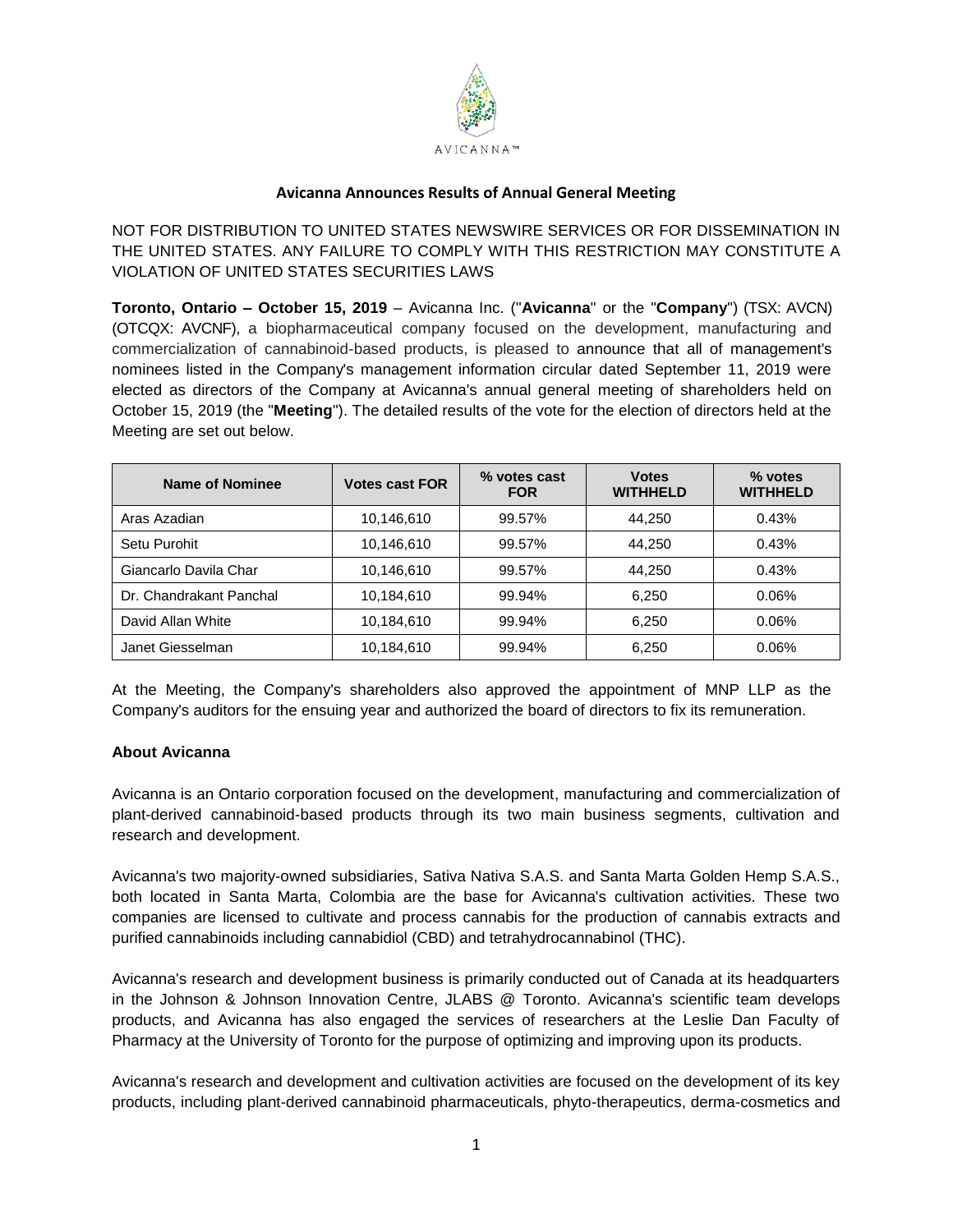# Avicanna Announces Results of Annual General Meeting

NOT FOR DISTRIBUTION TO UNITED STATES NEWSWIRE SERVICES OR FOR DISSEMINATION IN THE UNITED STATES. ANY FAILURE TO COMPLY WITH THIS RESTRICTION MAY CONSTITUTE A VIOLATION OF UNITED STATES SECURITIES LAWS

**Toronto, Ontario – October 15, 2019** – Avicanna Inc. ("**Avicanna**" or the "**Company**") (TSX: AVCN) (OTCQX: AVCNF), a biopharmaceutical company focused on the development, manufacturing and commercialization of cannabinoid-based products, is pleased to announce that all of management's nominees listed in the Company's management information circular dated September 11, 2019 were elected as directors of the Company at Avicanna's annual general meeting of shareholders held on October 15, 2019 (the "**Meeting**"). The detailed results of the vote for the election of directors held at the Meeting are set out below.

| Name of Nominee | Votes cast FOR | % votes cast FOR | Votes WITHHELD | % votes WITHHELD |
|---|---|---|---|---|
| Aras Azadian | 10,146,610 | 99.57% | 44,250 | 0.43% |
| Setu Purohit | 10,146,610 | 99.57% | 44,250 | 0.43% |
| Giancarlo Davila Char | 10,146,610 | 99.57% | 44,250 | 0.43% |
| Dr. Chandrakant Panchal | 10,184,610 | 99.94% | 6,250 | 0.06% |
| David Allan White | 10,184,610 | 99.94% | 6,250 | 0.06% |
| Janet Giesselman | 10,184,610 | 99.94% | 6,250 | 0.06% |

At the Meeting, the Company's shareholders also approved the appointment of MNP LLP as the Company's auditors for the ensuing year and authorized the board of directors to fix its remuneration.

**About Avicanna**

Avicanna is an Ontario corporation focused on the development, manufacturing and commercialization of plant-derived cannabinoid-based products through its two main business segments, cultivation and research and development.

Avicanna's two majority-owned subsidiaries, Sativa Nativa S.A.S. and Santa Marta Golden Hemp S.A.S., both located in Santa Marta, Colombia are the base for Avicanna's cultivation activities. These two companies are licensed to cultivate and process cannabis for the production of cannabis extracts and purified cannabinoids including cannabidiol (CBD) and tetrahydrocannabinol (THC).

Avicanna's research and development business is primarily conducted out of Canada at its headquarters in the Johnson & Johnson Innovation Centre, JLABS @ Toronto. Avicanna's scientific team develops products, and Avicanna has also engaged the services of researchers at the Leslie Dan Faculty of Pharmacy at the University of Toronto for the purpose of optimizing and improving upon its products.

Avicanna's research and development and cultivation activities are focused on the development of its key products, including plant-derived cannabinoid pharmaceuticals, phyto-therapeutics, derma-cosmetics and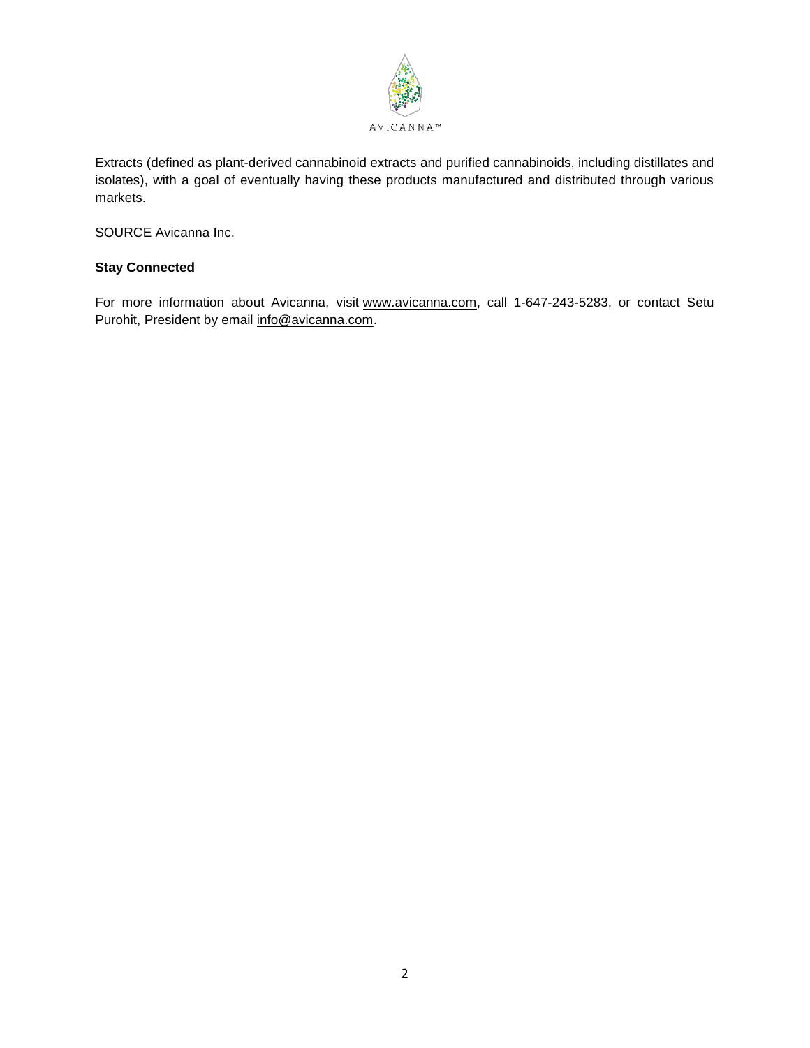Extracts (defined as plant-derived cannabinoid extracts and purified cannabinoids, including distillates and isolates), with a goal of eventually having these products manufactured and distributed through various markets.

SOURCE Avicanna Inc.

**Stay Connected**

For more information about Avicanna, visit www.avicanna.com, call 1-647-243-5283, or contact Setu Purohit, President by email info@avicanna.com.